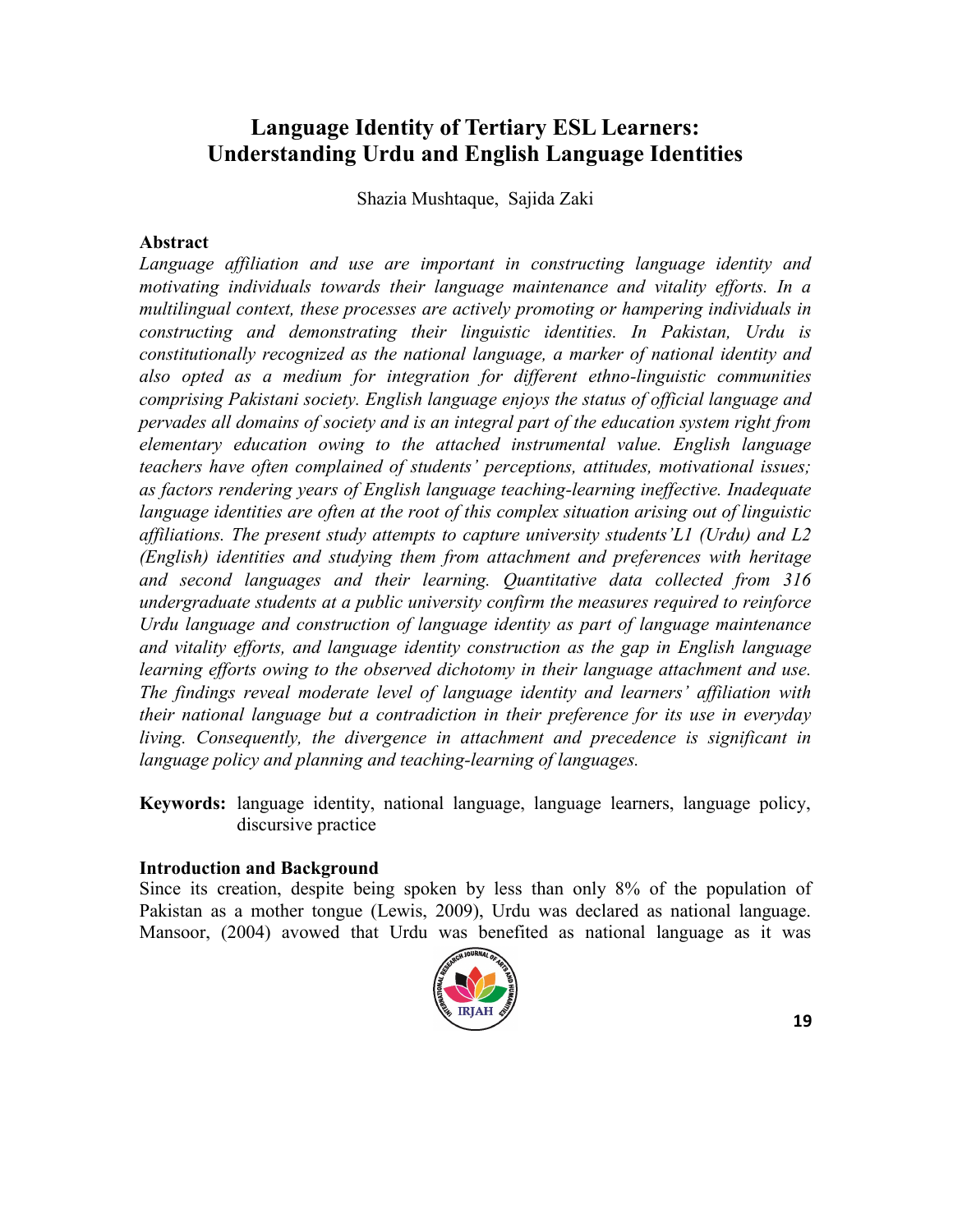# Language Identity of Tertiary ESL Learners: Understanding Urdu and English Language Identities

Shazia Mushtaque, Sajida Zaki

## Abstract

*Language affiliation and use are important in constructing language identity and motivating individuals towards their language maintenance and vitality efforts. In a multilingual context, these processes are actively promoting or hampering individuals in constructing and demonstrating their linguistic identities. In Pakistan, Urdu is constitutionally recognized as the national language, a marker of national identity and also opted as a medium for integration for different ethno-linguistic communities comprising Pakistani society. English language enjoys the status of official language and pervades all domains of society and is an integral part of the education system right from elementary education owing to the attached instrumental value. English language teachers have often complained of students' perceptions, attitudes, motivational issues; as factors rendering years of English language teaching-learning ineffective. Inadequate language identities are often at the root of this complex situation arising out of linguistic affiliations. The present study attempts to capture university students'L1 (Urdu) and L2 (English) identities and studying them from attachment and preferences with heritage and second languages and their learning. Quantitative data collected from 316 undergraduate students at a public university confirm the measures required to reinforce Urdu language and construction of language identity as part of language maintenance and vitality efforts, and language identity construction as the gap in English language learning efforts owing to the observed dichotomy in their language attachment and use. The findings reveal moderate level of language identity and learners' affiliation with their national language but a contradiction in their preference for its use in everyday living. Consequently, the divergence in attachment and precedence is significant in language policy and planning and teaching-learning of languages.*

**Keywords:** language identity, national language, language learners, language policy, discursive practice

## Introduction and Background

Since its creation, despite being spoken by less than only 8% of the population of Pakistan as a mother tongue (Lewis, 2009), Urdu was declared as national language. Mansoor, (2004) avowed that Urdu was benefited as national language as it was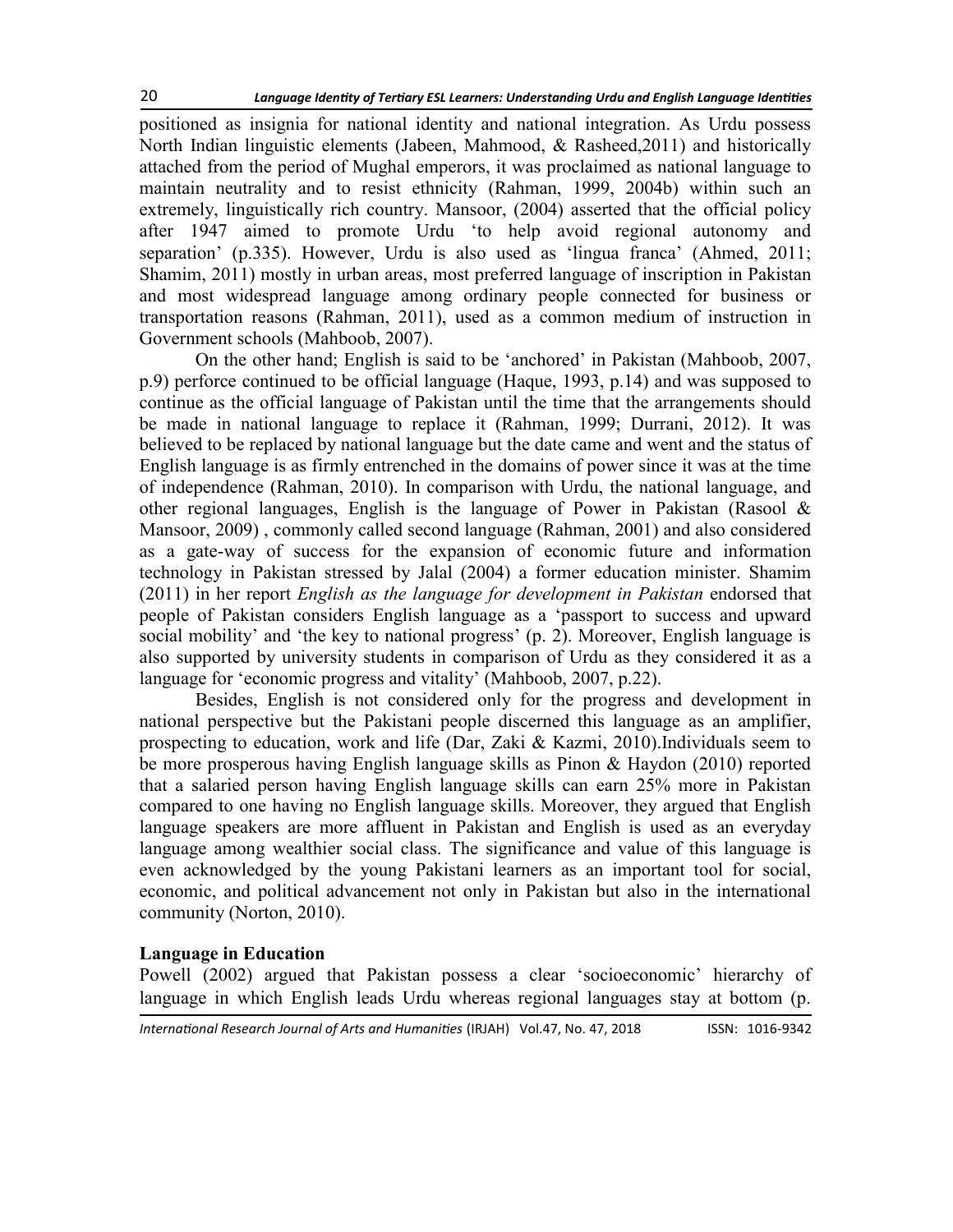positioned as insignia for national identity and national integration. As Urdu possess North Indian linguistic elements (Jabeen, Mahmood, & Rasheed,2011) and historically attached from the period of Mughal emperors, it was proclaimed as national language to maintain neutrality and to resist ethnicity (Rahman, 1999, 2004b) within such an extremely, linguistically rich country. Mansoor, (2004) asserted that the official policy after 1947 aimed to promote Urdu 'to help avoid regional autonomy and separation' (p.335). However, Urdu is also used as 'lingua franca' (Ahmed, 2011; Shamim, 2011) mostly in urban areas, most preferred language of inscription in Pakistan and most widespread language among ordinary people connected for business or transportation reasons (Rahman, 2011), used as a common medium of instruction in Government schools (Mahboob, 2007).

On the other hand; English is said to be 'anchored' in Pakistan (Mahboob, 2007, p.9) perforce continued to be official language (Haque, 1993, p.14) and was supposed to continue as the official language of Pakistan until the time that the arrangements should be made in national language to replace it (Rahman, 1999; Durrani, 2012). It was believed to be replaced by national language but the date came and went and the status of English language is as firmly entrenched in the domains of power since it was at the time of independence (Rahman, 2010). In comparison with Urdu, the national language, and other regional languages, English is the language of Power in Pakistan (Rasool & Mansoor, 2009) , commonly called second language (Rahman, 2001) and also considered as a gate-way of success for the expansion of economic future and information technology in Pakistan stressed by Jalal (2004) a former education minister. Shamim (2011) in her report *English as the language for development in Pakistan* endorsed that people of Pakistan considers English language as a 'passport to success and upward social mobility' and 'the key to national progress' (p. 2). Moreover, English language is also supported by university students in comparison of Urdu as they considered it as a language for 'economic progress and vitality' (Mahboob, 2007, p.22).

Besides, English is not considered only for the progress and development in national perspective but the Pakistani people discerned this language as an amplifier, prospecting to education, work and life (Dar, Zaki & Kazmi, 2010).Individuals seem to be more prosperous having English language skills as Pinon & Haydon (2010) reported that a salaried person having English language skills can earn 25% more in Pakistan compared to one having no English language skills. Moreover, they argued that English language speakers are more affluent in Pakistan and English is used as an everyday language among wealthier social class. The significance and value of this language is even acknowledged by the young Pakistani learners as an important tool for social, economic, and political advancement not only in Pakistan but also in the international community (Norton, 2010).

## Language in Education

Powell (2002) argued that Pakistan possess a clear 'socioeconomic' hierarchy of language in which English leads Urdu whereas regional languages stay at bottom (p.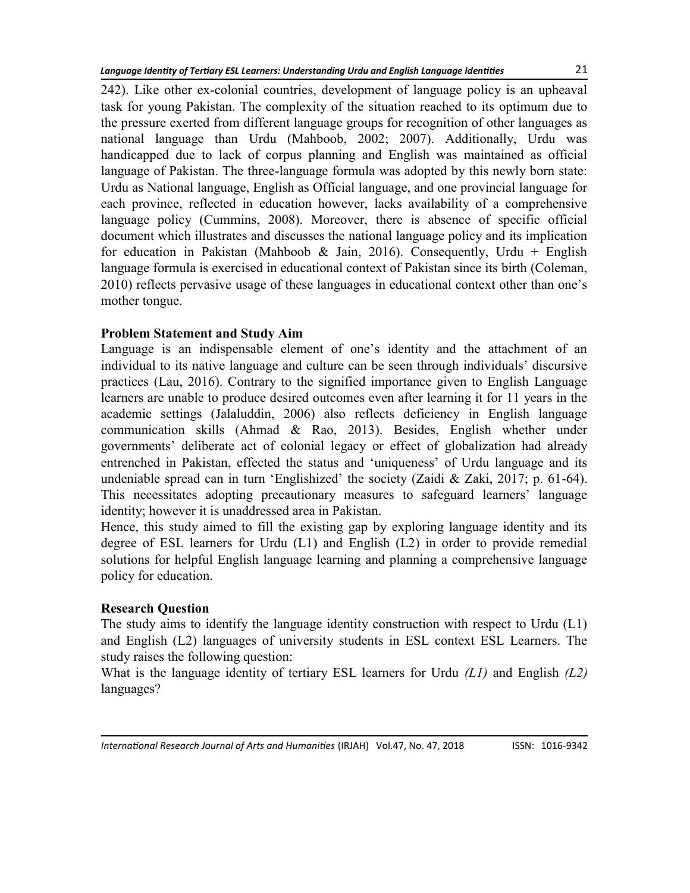242). Like other ex-colonial countries, development of language policy is an upheaval task for young Pakistan. The complexity of the situation reached to its optimum due to the pressure exerted from different language groups for recognition of other languages as national language than Urdu (Mahboob, 2002; 2007). Additionally, Urdu was handicapped due to lack of corpus planning and English was maintained as official language of Pakistan. The three-language formula was adopted by this newly born state: Urdu as National language, English as Official language, and one provincial language for each province, reflected in education however, lacks availability of a comprehensive language policy (Cummins, 2008). Moreover, there is absence of specific official document which illustrates and discusses the national language policy and its implication for education in Pakistan (Mahboob & Jain, 2016). Consequently, Urdu + English language formula is exercised in educational context of Pakistan since its birth (Coleman, 2010) reflects pervasive usage of these languages in educational context other than one's mother tongue.

## Problem Statement and Study Aim

Language is an indispensable element of one's identity and the attachment of an individual to its native language and culture can be seen through individuals' discursive practices (Lau, 2016). Contrary to the signified importance given to English Language learners are unable to produce desired outcomes even after learning it for 11 years in the academic settings (Jalaluddin, 2006) also reflects deficiency in English language communication skills (Ahmad & Rao, 2013). Besides, English whether under governments' deliberate act of colonial legacy or effect of globalization had already entrenched in Pakistan, effected the status and 'uniqueness' of Urdu language and its undeniable spread can in turn 'Englishized' the society (Zaidi & Zaki, 2017; p. 61-64). This necessitates adopting precautionary measures to safeguard learners' language identity; however it is unaddressed area in Pakistan.

Hence, this study aimed to fill the existing gap by exploring language identity and its degree of ESL learners for Urdu (L1) and English (L2) in order to provide remedial solutions for helpful English language learning and planning a comprehensive language policy for education.

## Research Question

The study aims to identify the language identity construction with respect to Urdu (L1) and English (L2) languages of university students in ESL context ESL Learners. The study raises the following question:

What is the language identity of tertiary ESL learners for Urdu *(L1)* and English *(L2)* languages?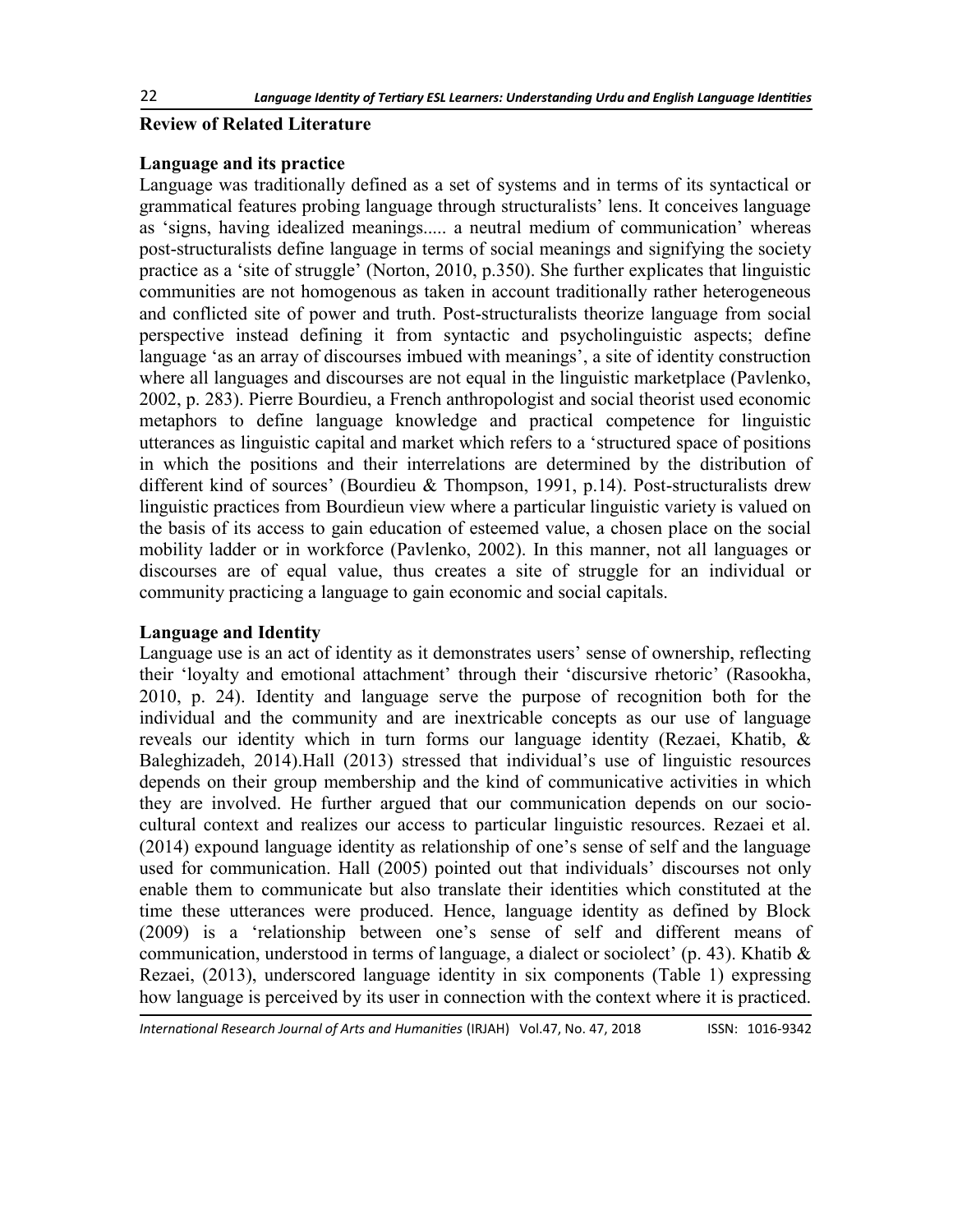## Review of Related Literature

### Language and its practice

Language was traditionally defined as a set of systems and in terms of its syntactical or grammatical features probing language through structuralists' lens. It conceives language as 'signs, having idealized meanings..... a neutral medium of communication' whereas post-structuralists define language in terms of social meanings and signifying the society practice as a 'site of struggle' (Norton, 2010, p.350). She further explicates that linguistic communities are not homogenous as taken in account traditionally rather heterogeneous and conflicted site of power and truth. Post-structuralists theorize language from social perspective instead defining it from syntactic and psycholinguistic aspects; define language 'as an array of discourses imbued with meanings', a site of identity construction where all languages and discourses are not equal in the linguistic marketplace (Pavlenko, 2002, p. 283). Pierre Bourdieu, a French anthropologist and social theorist used economic metaphors to define language knowledge and practical competence for linguistic utterances as linguistic capital and market which refers to a 'structured space of positions in which the positions and their interrelations are determined by the distribution of different kind of sources' (Bourdieu & Thompson, 1991, p.14). Post-structuralists drew linguistic practices from Bourdieun view where a particular linguistic variety is valued on the basis of its access to gain education of esteemed value, a chosen place on the social mobility ladder or in workforce (Pavlenko, 2002). In this manner, not all languages or discourses are of equal value, thus creates a site of struggle for an individual or community practicing a language to gain economic and social capitals.

### Language and Identity

Language use is an act of identity as it demonstrates users' sense of ownership, reflecting their 'loyalty and emotional attachment' through their 'discursive rhetoric' (Rasookha, 2010, p. 24). Identity and language serve the purpose of recognition both for the individual and the community and are inextricable concepts as our use of language reveals our identity which in turn forms our language identity (Rezaei, Khatib, & Baleghizadeh, 2014).Hall (2013) stressed that individual's use of linguistic resources depends on their group membership and the kind of communicative activities in which they are involved. He further argued that our communication depends on our socio-cultural context and realizes our access to particular linguistic resources. Rezaei et al. (2014) expound language identity as relationship of one's sense of self and the language used for communication. Hall (2005) pointed out that individuals' discourses not only enable them to communicate but also translate their identities which constituted at the time these utterances were produced. Hence, language identity as defined by Block (2009) is a 'relationship between one's sense of self and different means of communication, understood in terms of language, a dialect or sociolect' (p. 43). Khatib & Rezaei, (2013), underscored language identity in six components (Table 1) expressing how language is perceived by its user in connection with the context where it is practiced.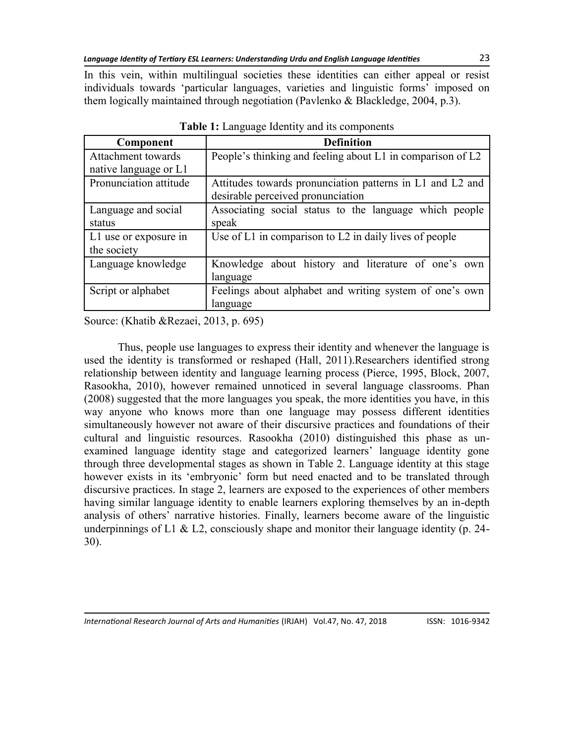In this vein, within multilingual societies these identities can either appeal or resist individuals towards 'particular languages, varieties and linguistic forms' imposed on them logically maintained through negotiation (Pavlenko & Blackledge, 2004, p.3).

**Table 1:** Language Identity and its components

| Component | Definition |
|---|---|
| Attachment towards native language or L1 | People's thinking and feeling about L1 in comparison of L2 |
| Pronunciation attitude | Attitudes towards pronunciation patterns in L1 and L2 and desirable perceived pronunciation |
| Language and social status | Associating social status to the language which people speak |
| L1 use or exposure in the society | Use of L1 in comparison to L2 in daily lives of people |
| Language knowledge | Knowledge about history and literature of one's own language |
| Script or alphabet | Feelings about alphabet and writing system of one's own language |

Source: (Khatib &Rezaei, 2013, p. 695)

Thus, people use languages to express their identity and whenever the language is used the identity is transformed or reshaped (Hall, 2011).Researchers identified strong relationship between identity and language learning process (Pierce, 1995, Block, 2007, Rasookha, 2010), however remained unnoticed in several language classrooms. Phan (2008) suggested that the more languages you speak, the more identities you have, in this way anyone who knows more than one language may possess different identities simultaneously however not aware of their discursive practices and foundations of their cultural and linguistic resources. Rasookha (2010) distinguished this phase as un-examined language identity stage and categorized learners' language identity gone through three developmental stages as shown in Table 2. Language identity at this stage however exists in its 'embryonic' form but need enacted and to be translated through discursive practices. In stage 2, learners are exposed to the experiences of other members having similar language identity to enable learners exploring themselves by an in-depth analysis of others' narrative histories. Finally, learners become aware of the linguistic underpinnings of L1 & L2, consciously shape and monitor their language identity (p. 24-30).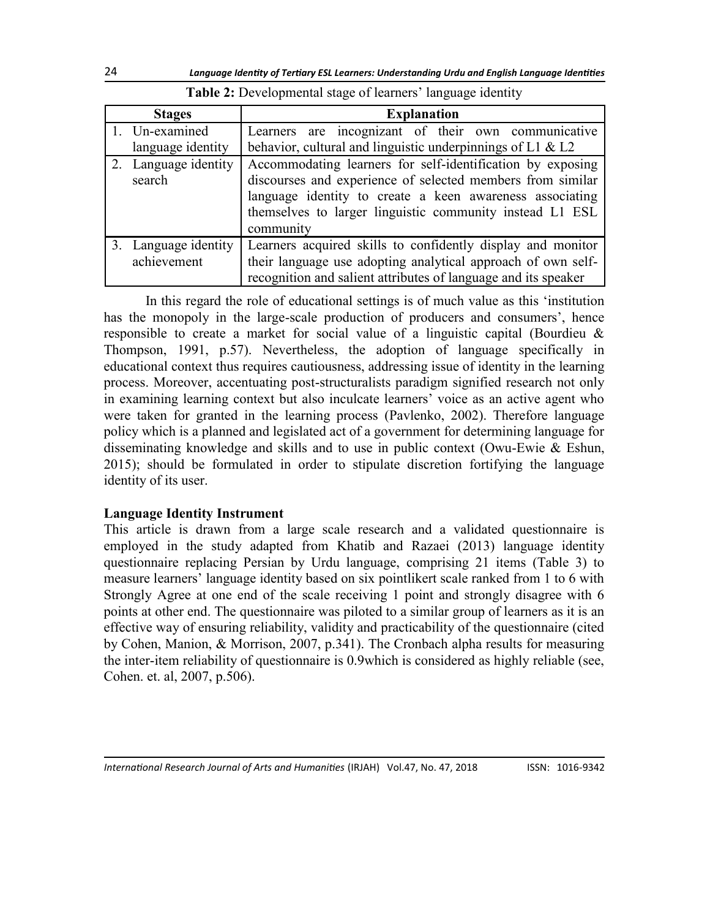**Table 2:** Developmental stage of learners' language identity

| Stages | Explanation |
|---|---|
| 1. Un-examined language identity | Learners are incognizant of their own communicative behavior, cultural and linguistic underpinnings of L1 & L2 |
| 2. Language identity search | Accommodating learners for self-identification by exposing discourses and experience of selected members from similar language identity to create a keen awareness associating themselves to larger linguistic community instead L1 ESL community |
| 3. Language identity achievement | Learners acquired skills to confidently display and monitor their language use adopting analytical approach of own self-recognition and salient attributes of language and its speaker |

In this regard the role of educational settings is of much value as this 'institution has the monopoly in the large-scale production of producers and consumers', hence responsible to create a market for social value of a linguistic capital (Bourdieu & Thompson, 1991, p.57). Nevertheless, the adoption of language specifically in educational context thus requires cautiousness, addressing issue of identity in the learning process. Moreover, accentuating post-structuralists paradigm signified research not only in examining learning context but also inculcate learners' voice as an active agent who were taken for granted in the learning process (Pavlenko, 2002). Therefore language policy which is a planned and legislated act of a government for determining language for disseminating knowledge and skills and to use in public context (Owu-Ewie & Eshun, 2015); should be formulated in order to stipulate discretion fortifying the language identity of its user.

**Language Identity Instrument**

This article is drawn from a large scale research and a validated questionnaire is employed in the study adapted from Khatib and Razaei (2013) language identity questionnaire replacing Persian by Urdu language, comprising 21 items (Table 3) to measure learners' language identity based on six pointlikert scale ranked from 1 to 6 with Strongly Agree at one end of the scale receiving 1 point and strongly disagree with 6 points at other end. The questionnaire was piloted to a similar group of learners as it is an effective way of ensuring reliability, validity and practicability of the questionnaire (cited by Cohen, Manion, & Morrison, 2007, p.341). The Cronbach alpha results for measuring the inter-item reliability of questionnaire is 0.9which is considered as highly reliable (see, Cohen. et. al, 2007, p.506).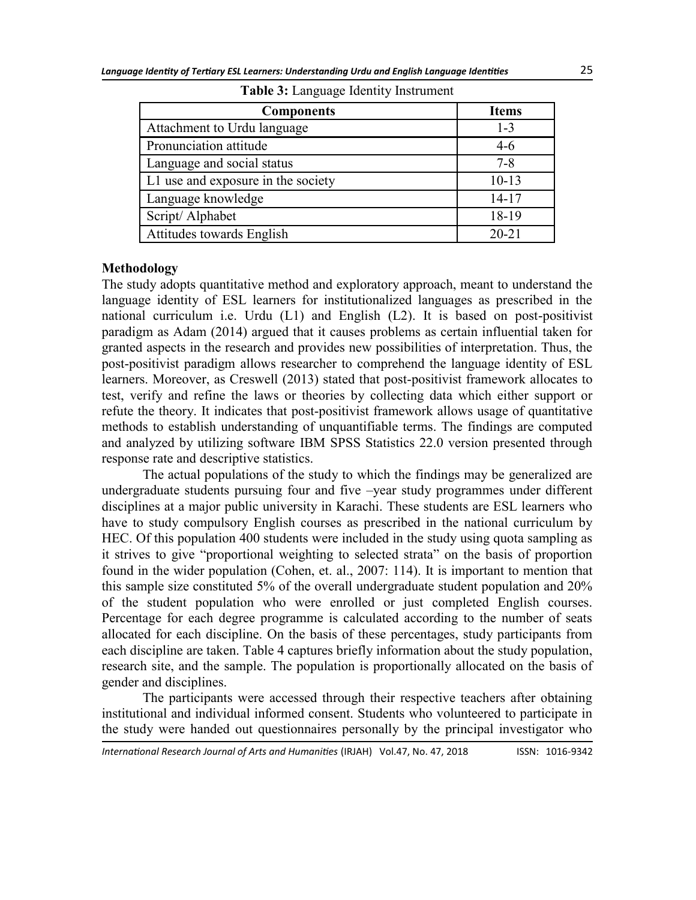**Table 3:** Language Identity Instrument

| Components | Items |
| --- | --- |
| Attachment to Urdu language | 1-3 |
| Pronunciation attitude | 4-6 |
| Language and social status | 7-8 |
| L1 use and exposure in the society | 10-13 |
| Language knowledge | 14-17 |
| Script/ Alphabet | 18-19 |
| Attitudes towards English | 20-21 |

## Methodology

The study adopts quantitative method and exploratory approach, meant to understand the language identity of ESL learners for institutionalized languages as prescribed in the national curriculum i.e. Urdu (L1) and English (L2). It is based on post-positivist paradigm as Adam (2014) argued that it causes problems as certain influential taken for granted aspects in the research and provides new possibilities of interpretation. Thus, the post-positivist paradigm allows researcher to comprehend the language identity of ESL learners. Moreover, as Creswell (2013) stated that post-positivist framework allocates to test, verify and refine the laws or theories by collecting data which either support or refute the theory. It indicates that post-positivist framework allows usage of quantitative methods to establish understanding of unquantifiable terms. The findings are computed and analyzed by utilizing software IBM SPSS Statistics 22.0 version presented through response rate and descriptive statistics.

The actual populations of the study to which the findings may be generalized are undergraduate students pursuing four and five –year study programmes under different disciplines at a major public university in Karachi. These students are ESL learners who have to study compulsory English courses as prescribed in the national curriculum by HEC. Of this population 400 students were included in the study using quota sampling as it strives to give "proportional weighting to selected strata" on the basis of proportion found in the wider population (Cohen, et. al., 2007: 114). It is important to mention that this sample size constituted 5% of the overall undergraduate student population and 20% of the student population who were enrolled or just completed English courses. Percentage for each degree programme is calculated according to the number of seats allocated for each discipline. On the basis of these percentages, study participants from each discipline are taken. Table 4 captures briefly information about the study population, research site, and the sample. The population is proportionally allocated on the basis of gender and disciplines.

The participants were accessed through their respective teachers after obtaining institutional and individual informed consent. Students who volunteered to participate in the study were handed out questionnaires personally by the principal investigator who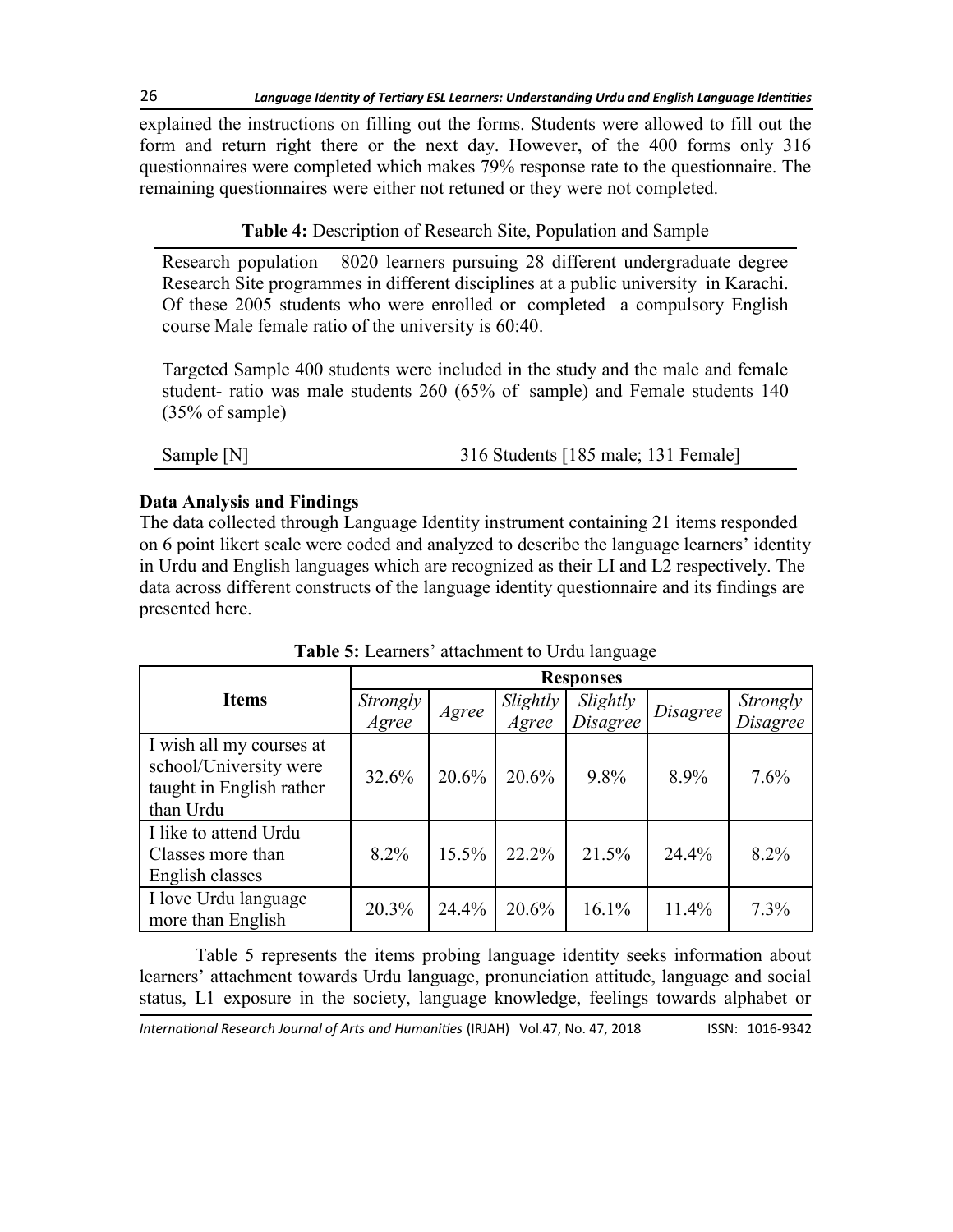explained the instructions on filling out the forms. Students were allowed to fill out the form and return right there or the next day. However, of the 400 forms only 316 questionnaires were completed which makes 79% response rate to the questionnaire. The remaining questionnaires were either not retuned or they were not completed.

**Table 4:** Description of Research Site, Population and Sample

| | |
|---|---|
| Research population Research Site | 8020 learners pursuing 28 different undergraduate degree programmes in different disciplines at a public university in Karachi. Of these 2005 students who were enrolled or completed a compulsory English course Male female ratio of the university is 60:40. |
| Targeted Sample | 400 students were included in the study and the male and female student- ratio was male students 260 (65% of sample) and Female students 140 (35% of sample) |
| Sample [N] | 316 Students [185 male; 131 Female] |

### Data Analysis and Findings

The data collected through Language Identity instrument containing 21 items responded on 6 point likert scale were coded and analyzed to describe the language learners' identity in Urdu and English languages which are recognized as their LI and L2 respectively. The data across different constructs of the language identity questionnaire and its findings are presented here.

**Table 5:** Learners' attachment to Urdu language

| Items | Responses | | | | | |
|---|---|---|---|---|---|---|
| | *Strongly Agree* | *Agree* | *Slightly Agree* | *Slightly Disagree* | *Disagree* | *Strongly Disagree* |
| I wish all my courses at school/University were taught in English rather than Urdu | 32.6% | 20.6% | 20.6% | 9.8% | 8.9% | 7.6% |
| I like to attend Urdu Classes more than English classes | 8.2% | 15.5% | 22.2% | 21.5% | 24.4% | 8.2% |
| I love Urdu language more than English | 20.3% | 24.4% | 20.6% | 16.1% | 11.4% | 7.3% |

Table 5 represents the items probing language identity seeks information about learners' attachment towards Urdu language, pronunciation attitude, language and social status, L1 exposure in the society, language knowledge, feelings towards alphabet or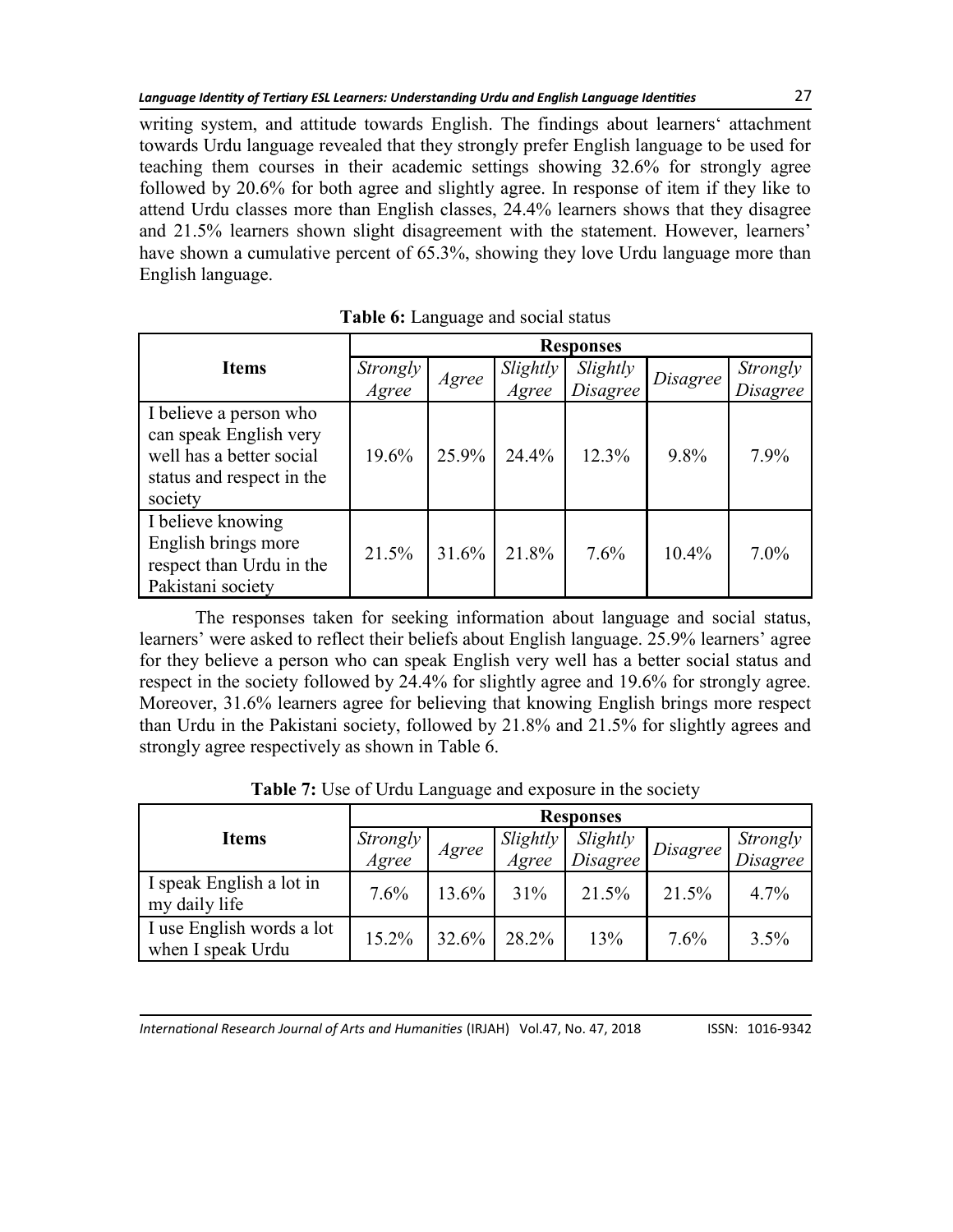writing system, and attitude towards English. The findings about learners' attachment towards Urdu language revealed that they strongly prefer English language to be used for teaching them courses in their academic settings showing 32.6% for strongly agree followed by 20.6% for both agree and slightly agree. In response of item if they like to attend Urdu classes more than English classes, 24.4% learners shows that they disagree and 21.5% learners shown slight disagreement with the statement. However, learners' have shown a cumulative percent of 65.3%, showing they love Urdu language more than English language.

**Table 6:** Language and social status

| Items | Responses | | | | | |
|---|---|---|---|---|---|---|
| | *Strongly Agree* | *Agree* | *Slightly Agree* | *Slightly Disagree* | *Disagree* | *Strongly Disagree* |
| I believe a person who can speak English very well has a better social status and respect in the society | 19.6% | 25.9% | 24.4% | 12.3% | 9.8% | 7.9% |
| I believe knowing English brings more respect than Urdu in the Pakistani society | 21.5% | 31.6% | 21.8% | 7.6% | 10.4% | 7.0% |

The responses taken for seeking information about language and social status, learners' were asked to reflect their beliefs about English language. 25.9% learners' agree for they believe a person who can speak English very well has a better social status and respect in the society followed by 24.4% for slightly agree and 19.6% for strongly agree. Moreover, 31.6% learners agree for believing that knowing English brings more respect than Urdu in the Pakistani society, followed by 21.8% and 21.5% for slightly agrees and strongly agree respectively as shown in Table 6.

**Table 7:** Use of Urdu Language and exposure in the society

| Items | Responses | | | | | |
|---|---|---|---|---|---|---|
| | *Strongly Agree* | *Agree* | *Slightly Agree* | *Slightly Disagree* | *Disagree* | *Strongly Disagree* |
| I speak English a lot in my daily life | 7.6% | 13.6% | 31% | 21.5% | 21.5% | 4.7% |
| I use English words a lot when I speak Urdu | 15.2% | 32.6% | 28.2% | 13% | 7.6% | 3.5% |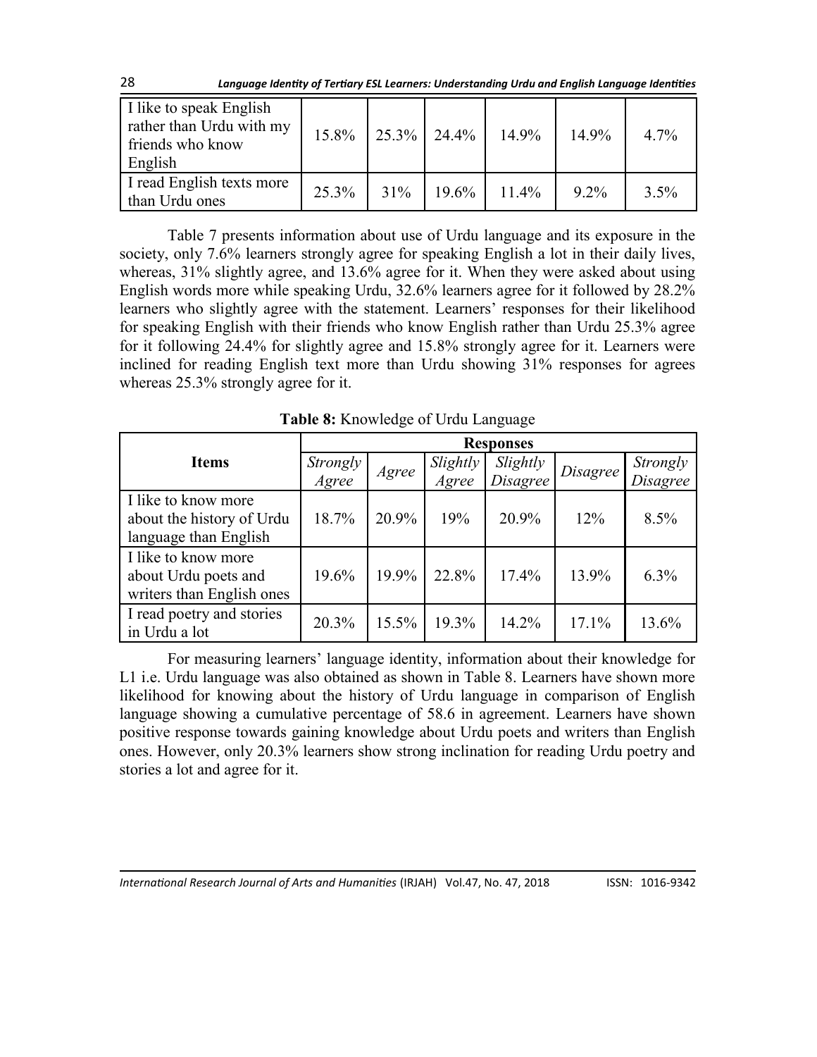| I like to speak English rather than Urdu with my friends who know English | 15.8% | 25.3% | 24.4% | 14.9% | 14.9% | 4.7% |
|---|---|---|---|---|---|---|
| I read English texts more than Urdu ones | 25.3% | 31% | 19.6% | 11.4% | 9.2% | 3.5% |

Table 7 presents information about use of Urdu language and its exposure in the society, only 7.6% learners strongly agree for speaking English a lot in their daily lives, whereas, 31% slightly agree, and 13.6% agree for it. When they were asked about using English words more while speaking Urdu, 32.6% learners agree for it followed by 28.2% learners who slightly agree with the statement. Learners' responses for their likelihood for speaking English with their friends who know English rather than Urdu 25.3% agree for it following 24.4% for slightly agree and 15.8% strongly agree for it. Learners were inclined for reading English text more than Urdu showing 31% responses for agrees whereas 25.3% strongly agree for it.

**Table 8:** Knowledge of Urdu Language

| Items | Responses | | | | | |
|---|---|---|---|---|---|---|
| | *Strongly Agree* | *Agree* | *Slightly Agree* | *Slightly Disagree* | *Disagree* | *Strongly Disagree* |
| I like to know more about the history of Urdu language than English | 18.7% | 20.9% | 19% | 20.9% | 12% | 8.5% |
| I like to know more about Urdu poets and writers than English ones | 19.6% | 19.9% | 22.8% | 17.4% | 13.9% | 6.3% |
| I read poetry and stories in Urdu a lot | 20.3% | 15.5% | 19.3% | 14.2% | 17.1% | 13.6% |

For measuring learners' language identity, information about their knowledge for L1 i.e. Urdu language was also obtained as shown in Table 8. Learners have shown more likelihood for knowing about the history of Urdu language in comparison of English language showing a cumulative percentage of 58.6 in agreement. Learners have shown positive response towards gaining knowledge about Urdu poets and writers than English ones. However, only 20.3% learners show strong inclination for reading Urdu poetry and stories a lot and agree for it.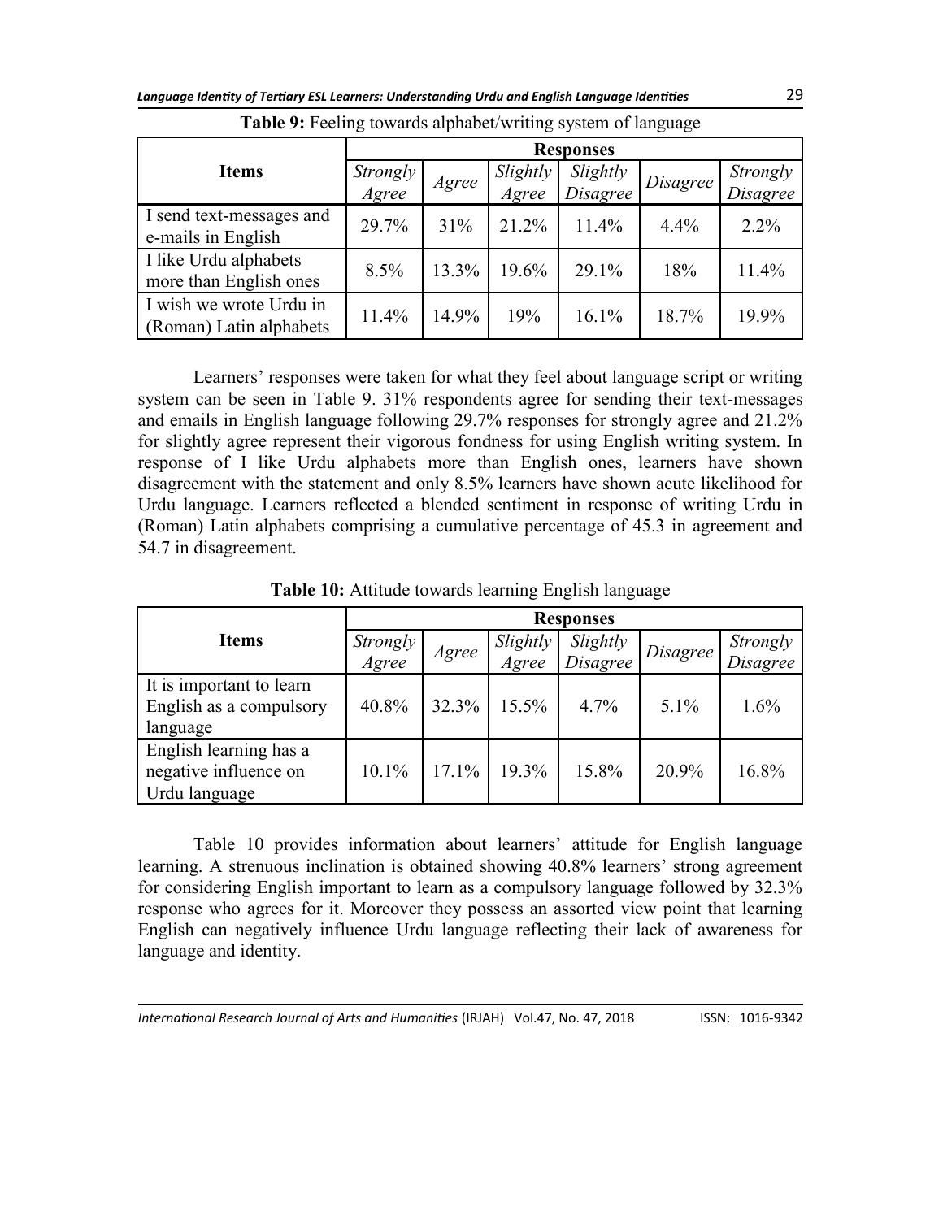**Table 9:** Feeling towards alphabet/writing system of language

| Items | Responses | | | | | |
|---|---|---|---|---|---|---|
| | *Strongly Agree* | *Agree* | *Slightly Agree* | *Slightly Disagree* | *Disagree* | *Strongly Disagree* |
| I send text-messages and e-mails in English | 29.7% | 31% | 21.2% | 11.4% | 4.4% | 2.2% |
| I like Urdu alphabets more than English ones | 8.5% | 13.3% | 19.6% | 29.1% | 18% | 11.4% |
| I wish we wrote Urdu in (Roman) Latin alphabets | 11.4% | 14.9% | 19% | 16.1% | 18.7% | 19.9% |

Learners' responses were taken for what they feel about language script or writing system can be seen in Table 9. 31% respondents agree for sending their text-messages and emails in English language following 29.7% responses for strongly agree and 21.2% for slightly agree represent their vigorous fondness for using English writing system. In response of I like Urdu alphabets more than English ones, learners have shown disagreement with the statement and only 8.5% learners have shown acute likelihood for Urdu language. Learners reflected a blended sentiment in response of writing Urdu in (Roman) Latin alphabets comprising a cumulative percentage of 45.3 in agreement and 54.7 in disagreement.

**Table 10:** Attitude towards learning English language

| Items | Responses | | | | | |
|---|---|---|---|---|---|---|
| | *Strongly Agree* | *Agree* | *Slightly Agree* | *Slightly Disagree* | *Disagree* | *Strongly Disagree* |
| It is important to learn English as a compulsory language | 40.8% | 32.3% | 15.5% | 4.7% | 5.1% | 1.6% |
| English learning has a negative influence on Urdu language | 10.1% | 17.1% | 19.3% | 15.8% | 20.9% | 16.8% |

Table 10 provides information about learners' attitude for English language learning. A strenuous inclination is obtained showing 40.8% learners' strong agreement for considering English important to learn as a compulsory language followed by 32.3% response who agrees for it. Moreover they possess an assorted view point that learning English can negatively influence Urdu language reflecting their lack of awareness for language and identity.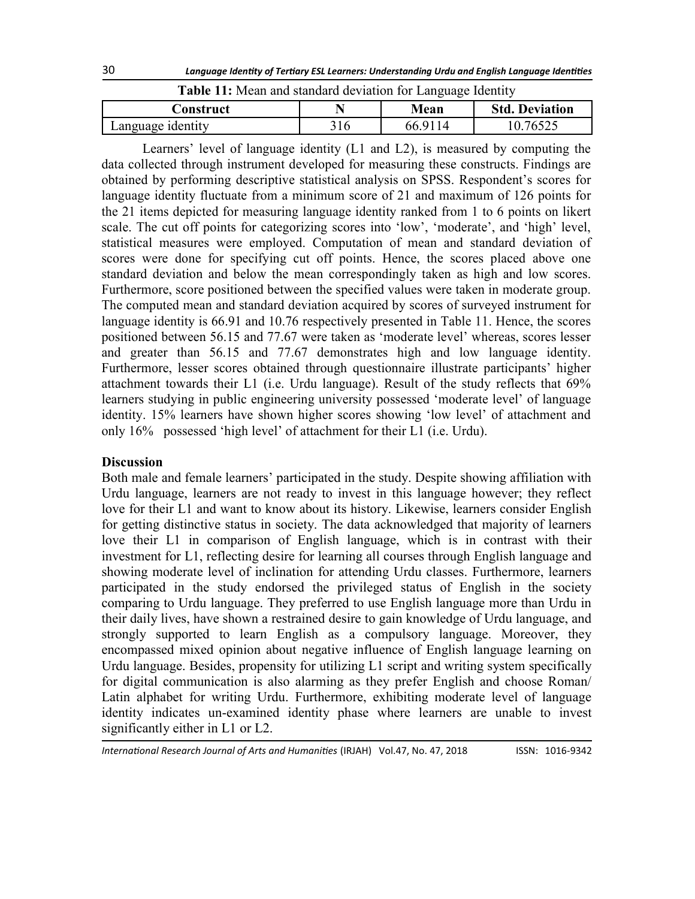**Table 11:** Mean and standard deviation for Language Identity

| Construct | N | Mean | Std. Deviation |
|---|---|---|---|
| Language identity | 316 | 66.9114 | 10.76525 |

Learners' level of language identity (L1 and L2), is measured by computing the data collected through instrument developed for measuring these constructs. Findings are obtained by performing descriptive statistical analysis on SPSS. Respondent's scores for language identity fluctuate from a minimum score of 21 and maximum of 126 points for the 21 items depicted for measuring language identity ranked from 1 to 6 points on likert scale. The cut off points for categorizing scores into 'low', 'moderate', and 'high' level, statistical measures were employed. Computation of mean and standard deviation of scores were done for specifying cut off points. Hence, the scores placed above one standard deviation and below the mean correspondingly taken as high and low scores. Furthermore, score positioned between the specified values were taken in moderate group. The computed mean and standard deviation acquired by scores of surveyed instrument for language identity is 66.91 and 10.76 respectively presented in Table 11. Hence, the scores positioned between 56.15 and 77.67 were taken as 'moderate level' whereas, scores lesser and greater than 56.15 and 77.67 demonstrates high and low language identity. Furthermore, lesser scores obtained through questionnaire illustrate participants' higher attachment towards their L1 (i.e. Urdu language). Result of the study reflects that 69% learners studying in public engineering university possessed 'moderate level' of language identity. 15% learners have shown higher scores showing 'low level' of attachment and only 16% possessed 'high level' of attachment for their L1 (i.e. Urdu).

## Discussion

Both male and female learners' participated in the study. Despite showing affiliation with Urdu language, learners are not ready to invest in this language however; they reflect love for their L1 and want to know about its history. Likewise, learners consider English for getting distinctive status in society. The data acknowledged that majority of learners love their L1 in comparison of English language, which is in contrast with their investment for L1, reflecting desire for learning all courses through English language and showing moderate level of inclination for attending Urdu classes. Furthermore, learners participated in the study endorsed the privileged status of English in the society comparing to Urdu language. They preferred to use English language more than Urdu in their daily lives, have shown a restrained desire to gain knowledge of Urdu language, and strongly supported to learn English as a compulsory language. Moreover, they encompassed mixed opinion about negative influence of English language learning on Urdu language. Besides, propensity for utilizing L1 script and writing system specifically for digital communication is also alarming as they prefer English and choose Roman/ Latin alphabet for writing Urdu. Furthermore, exhibiting moderate level of language identity indicates un-examined identity phase where learners are unable to invest significantly either in L1 or L2.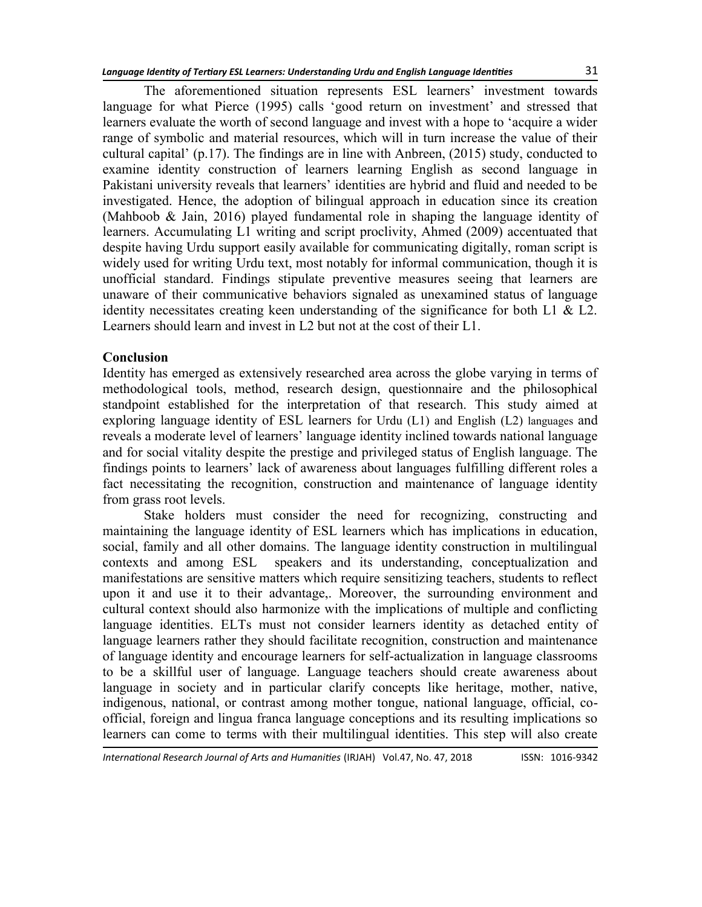The aforementioned situation represents ESL learners' investment towards language for what Pierce (1995) calls 'good return on investment' and stressed that learners evaluate the worth of second language and invest with a hope to 'acquire a wider range of symbolic and material resources, which will in turn increase the value of their cultural capital' (p.17). The findings are in line with Anbreen, (2015) study, conducted to examine identity construction of learners learning English as second language in Pakistani university reveals that learners' identities are hybrid and fluid and needed to be investigated. Hence, the adoption of bilingual approach in education since its creation (Mahboob & Jain, 2016) played fundamental role in shaping the language identity of learners. Accumulating L1 writing and script proclivity, Ahmed (2009) accentuated that despite having Urdu support easily available for communicating digitally, roman script is widely used for writing Urdu text, most notably for informal communication, though it is unofficial standard. Findings stipulate preventive measures seeing that learners are unaware of their communicative behaviors signaled as unexamined status of language identity necessitates creating keen understanding of the significance for both L1 & L2. Learners should learn and invest in L2 but not at the cost of their L1.

## Conclusion

Identity has emerged as extensively researched area across the globe varying in terms of methodological tools, method, research design, questionnaire and the philosophical standpoint established for the interpretation of that research. This study aimed at exploring language identity of ESL learners for Urdu (L1) and English (L2) languages and reveals a moderate level of learners' language identity inclined towards national language and for social vitality despite the prestige and privileged status of English language. The findings points to learners' lack of awareness about languages fulfilling different roles a fact necessitating the recognition, construction and maintenance of language identity from grass root levels.

Stake holders must consider the need for recognizing, constructing and maintaining the language identity of ESL learners which has implications in education, social, family and all other domains. The language identity construction in multilingual contexts and among ESL speakers and its understanding, conceptualization and manifestations are sensitive matters which require sensitizing teachers, students to reflect upon it and use it to their advantage,. Moreover, the surrounding environment and cultural context should also harmonize with the implications of multiple and conflicting language identities. ELTs must not consider learners identity as detached entity of language learners rather they should facilitate recognition, construction and maintenance of language identity and encourage learners for self-actualization in language classrooms to be a skillful user of language. Language teachers should create awareness about language in society and in particular clarify concepts like heritage, mother, native, indigenous, national, or contrast among mother tongue, national language, official, co-official, foreign and lingua franca language conceptions and its resulting implications so learners can come to terms with their multilingual identities. This step will also create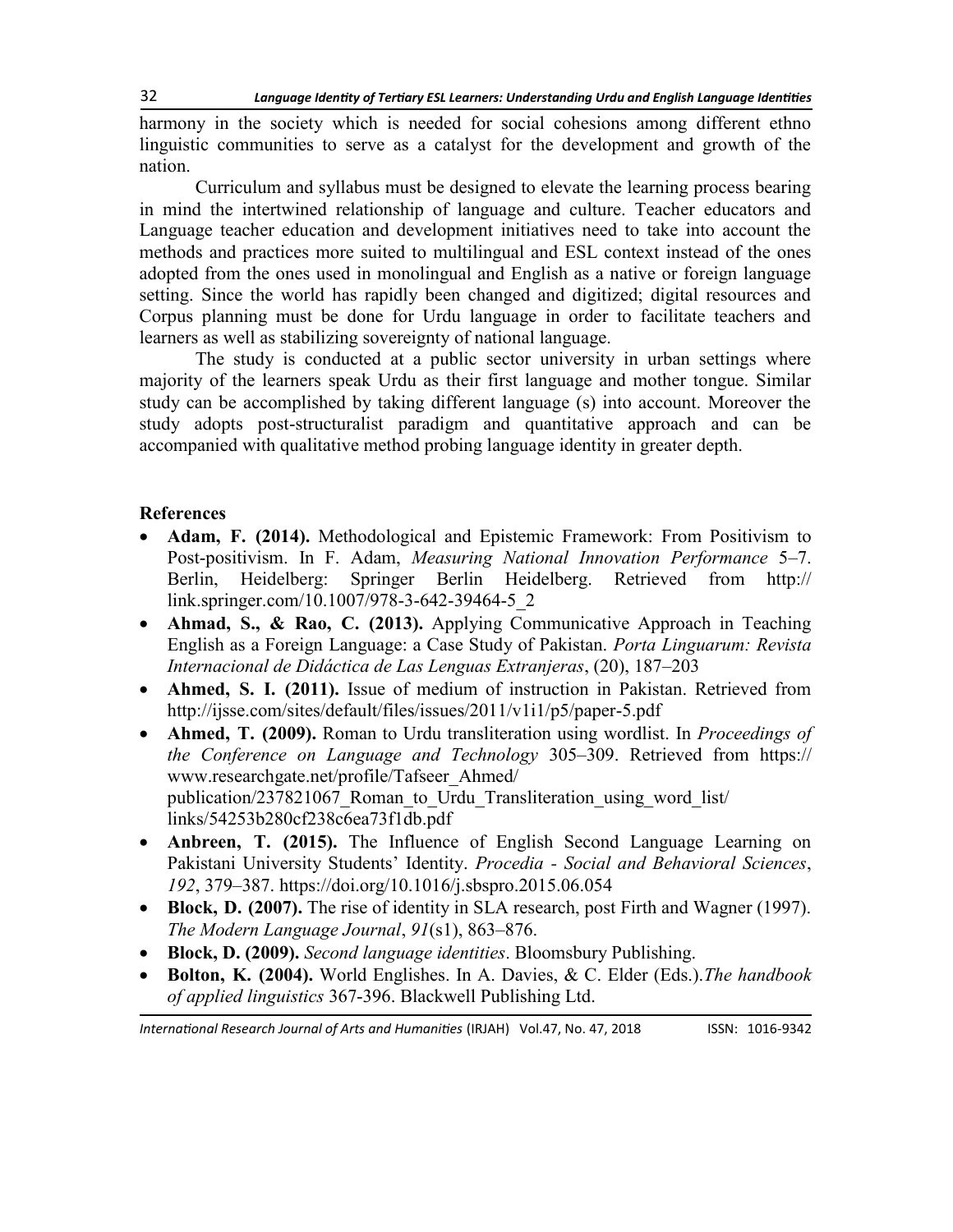harmony in the society which is needed for social cohesions among different ethno linguistic communities to serve as a catalyst for the development and growth of the nation.

Curriculum and syllabus must be designed to elevate the learning process bearing in mind the intertwined relationship of language and culture. Teacher educators and Language teacher education and development initiatives need to take into account the methods and practices more suited to multilingual and ESL context instead of the ones adopted from the ones used in monolingual and English as a native or foreign language setting. Since the world has rapidly been changed and digitized; digital resources and Corpus planning must be done for Urdu language in order to facilitate teachers and learners as well as stabilizing sovereignty of national language.

The study is conducted at a public sector university in urban settings where majority of the learners speak Urdu as their first language and mother tongue. Similar study can be accomplished by taking different language (s) into account. Moreover the study adopts post-structuralist paradigm and quantitative approach and can be accompanied with qualitative method probing language identity in greater depth.

## References

- **Adam, F. (2014).** Methodological and Epistemic Framework: From Positivism to Post-positivism. In F. Adam, *Measuring National Innovation Performance* 5–7. Berlin, Heidelberg: Springer Berlin Heidelberg. Retrieved from http:// link.springer.com/10.1007/978-3-642-39464-5_2
- **Ahmad, S., & Rao, C. (2013).** Applying Communicative Approach in Teaching English as a Foreign Language: a Case Study of Pakistan. *Porta Linguarum: Revista Internacional de Didáctica de Las Lenguas Extranjeras*, (20), 187–203
- **Ahmed, S. I. (2011).** Issue of medium of instruction in Pakistan. Retrieved from http://ijsse.com/sites/default/files/issues/2011/v1i1/p5/paper-5.pdf
- **Ahmed, T. (2009).** Roman to Urdu transliteration using wordlist. In *Proceedings of the Conference on Language and Technology* 305–309. Retrieved from https:// www.researchgate.net/profile/Tafseer_Ahmed/ publication/237821067_Roman_to_Urdu_Transliteration_using_word_list/ links/54253b280cf238c6ea73f1db.pdf
- **Anbreen, T. (2015).** The Influence of English Second Language Learning on Pakistani University Students' Identity. *Procedia - Social and Behavioral Sciences*, *192*, 379–387. https://doi.org/10.1016/j.sbspro.2015.06.054
- **Block, D. (2007).** The rise of identity in SLA research, post Firth and Wagner (1997). *The Modern Language Journal*, *91*(s1), 863–876.
- **Block, D. (2009).** *Second language identities*. Bloomsbury Publishing.
- **Bolton, K. (2004).** World Englishes. In A. Davies, & C. Elder (Eds.).*The handbook of applied linguistics* 367-396. Blackwell Publishing Ltd.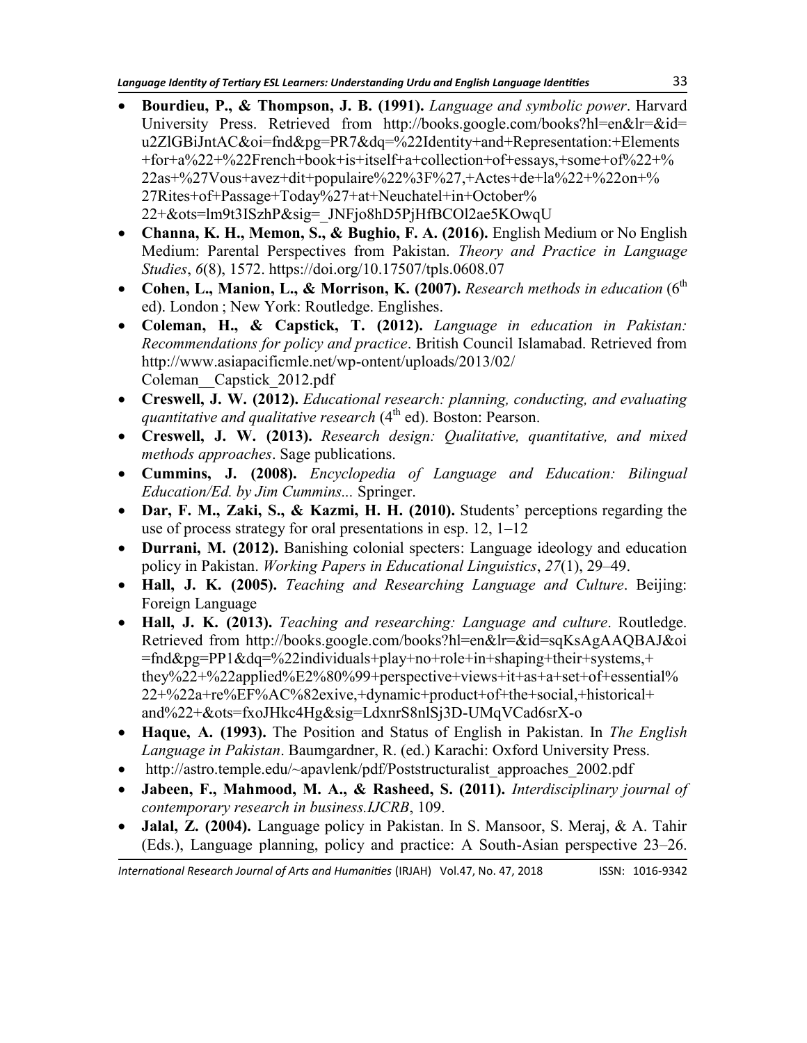- **Bourdieu, P., & Thompson, J. B. (1991).** *Language and symbolic power*. Harvard University Press. Retrieved from http://books.google.com/books?hl=en&lr=&id=u2ZlGBiJntAC&oi=fnd&pg=PR7&dq=%22Identity+and+Representation:+Elements+for+a%22+%22French+book+is+itself+a+collection+of+essays,+some+of%22+%22as+%27Vous+avez+dit+populaire%22%3F%27,+Actes+de+la%22+%22on+%27Rites+of+Passage+Today%27+at+Neuchatel+in+October%22+&ots=lm9t3ISzhP&sig=_JNFjo8hD5PjHfBCOl2ae5KOwqU
- **Channa, K. H., Memon, S., & Bughio, F. A. (2016).** English Medium or No English Medium: Parental Perspectives from Pakistan. *Theory and Practice in Language Studies*, *6*(8), 1572. https://doi.org/10.17507/tpls.0608.07
- **Cohen, L., Manion, L., & Morrison, K. (2007).** *Research methods in education* (6th ed). London ; New York: Routledge. Englishes.
- **Coleman, H., & Capstick, T. (2012).** *Language in education in Pakistan: Recommendations for policy and practice*. British Council Islamabad. Retrieved from http://www.asiapacificmle.net/wp-ontent/uploads/2013/02/Coleman__Capstick_2012.pdf
- **Creswell, J. W. (2012).** *Educational research: planning, conducting, and evaluating quantitative and qualitative research* (4th ed). Boston: Pearson.
- **Creswell, J. W. (2013).** *Research design: Qualitative, quantitative, and mixed methods approaches*. Sage publications.
- **Cummins, J. (2008).** *Encyclopedia of Language and Education: Bilingual Education/Ed. by Jim Cummins...* Springer.
- **Dar, F. M., Zaki, S., & Kazmi, H. H. (2010).** Students' perceptions regarding the use of process strategy for oral presentations in esp. 12, 1–12
- **Durrani, M. (2012).** Banishing colonial specters: Language ideology and education policy in Pakistan. *Working Papers in Educational Linguistics*, *27*(1), 29–49.
- **Hall, J. K. (2005).** *Teaching and Researching Language and Culture*. Beijing: Foreign Language
- **Hall, J. K. (2013).** *Teaching and researching: Language and culture*. Routledge. Retrieved from http://books.google.com/books?hl=en&lr=&id=sqKsAgAAQBAJ&oi=fnd&pg=PP1&dq=%22individuals+play+no+role+in+shaping+their+systems,+they%22+%22applied%E2%80%99+perspective+views+it+as+a+set+of+essential%22+%22a+re%EF%AC%82exive,+dynamic+product+of+the+social,+historical+and%22+&ots=fxoJHkc4Hg&sig=LdxnrS8nlSj3D-UMqVCad6srX-o
- **Haque, A. (1993).** The Position and Status of English in Pakistan. In *The English Language in Pakistan*. Baumgardner, R. (ed.) Karachi: Oxford University Press.
- http://astro.temple.edu/~apavlenk/pdf/Poststructuralist_approaches_2002.pdf
- **Jabeen, F., Mahmood, M. A., & Rasheed, S. (2011).** *Interdisciplinary journal of contemporary research in business.IJCRB*, 109.
- **Jalal, Z. (2004).** Language policy in Pakistan. In S. Mansoor, S. Meraj, & A. Tahir (Eds.), Language planning, policy and practice: A South-Asian perspective 23–26.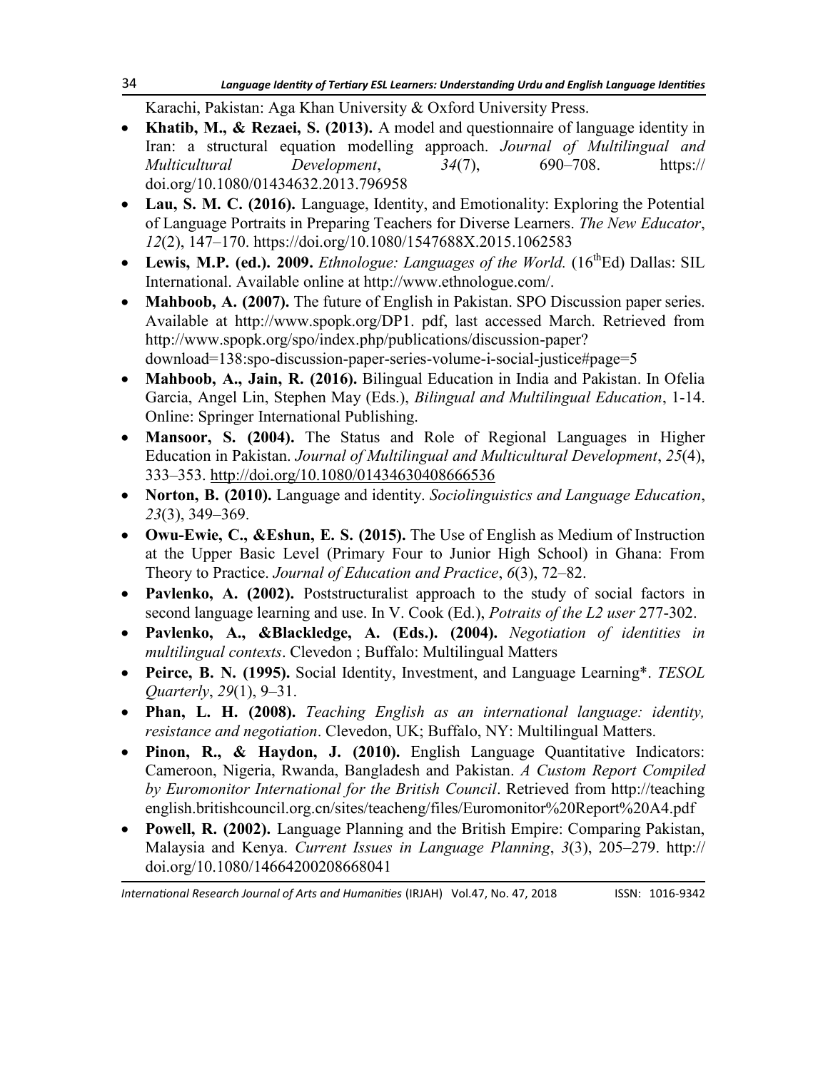Karachi, Pakistan: Aga Khan University & Oxford University Press.

- **Khatib, M., & Rezaei, S. (2013).** A model and questionnaire of language identity in Iran: a structural equation modelling approach. *Journal of Multilingual and Multicultural Development*, *34*(7), 690–708. https://doi.org/10.1080/01434632.2013.796958
- **Lau, S. M. C. (2016).** Language, Identity, and Emotionality: Exploring the Potential of Language Portraits in Preparing Teachers for Diverse Learners. *The New Educator*, *12*(2), 147–170. https://doi.org/10.1080/1547688X.2015.1062583
- **Lewis, M.P. (ed.). 2009.** *Ethnologue: Languages of the World.* (16thEd) Dallas: SIL International. Available online at http://www.ethnologue.com/.
- **Mahboob, A. (2007).** The future of English in Pakistan. SPO Discussion paper series. Available at http://www.spopk.org/DP1. pdf, last accessed March. Retrieved from http://www.spopk.org/spo/index.php/publications/discussion-paper?download=138:spo-discussion-paper-series-volume-i-social-justice#page=5
- **Mahboob, A., Jain, R. (2016).** Bilingual Education in India and Pakistan. In Ofelia Garcia, Angel Lin, Stephen May (Eds.), *Bilingual and Multilingual Education*, 1-14. Online: Springer International Publishing.
- **Mansoor, S. (2004).** The Status and Role of Regional Languages in Higher Education in Pakistan. *Journal of Multilingual and Multicultural Development*, *25*(4), 333–353. http://doi.org/10.1080/01434630408666536
- **Norton, B. (2010).** Language and identity. *Sociolinguistics and Language Education*, *23*(3), 349–369.
- **Owu-Ewie, C., &Eshun, E. S. (2015).** The Use of English as Medium of Instruction at the Upper Basic Level (Primary Four to Junior High School) in Ghana: From Theory to Practice. *Journal of Education and Practice*, *6*(3), 72–82.
- **Pavlenko, A. (2002).** Poststructuralist approach to the study of social factors in second language learning and use. In V. Cook (Ed.), *Potraits of the L2 user* 277-302.
- **Pavlenko, A., &Blackledge, A. (Eds.). (2004).** *Negotiation of identities in multilingual contexts*. Clevedon ; Buffalo: Multilingual Matters
- **Peirce, B. N. (1995).** Social Identity, Investment, and Language Learning*. *TESOL Quarterly*, *29*(1), 9–31.
- **Phan, L. H. (2008).** *Teaching English as an international language: identity, resistance and negotiation*. Clevedon, UK; Buffalo, NY: Multilingual Matters.
- **Pinon, R., & Haydon, J. (2010).** English Language Quantitative Indicators: Cameroon, Nigeria, Rwanda, Bangladesh and Pakistan. *A Custom Report Compiled by Euromonitor International for the British Council*. Retrieved from http://teaching english.britishcouncil.org.cn/sites/teacheng/files/Euromonitor%20Report%20A4.pdf
- **Powell, R. (2002).** Language Planning and the British Empire: Comparing Pakistan, Malaysia and Kenya. *Current Issues in Language Planning*, *3*(3), 205–279. http://doi.org/10.1080/14664200208668041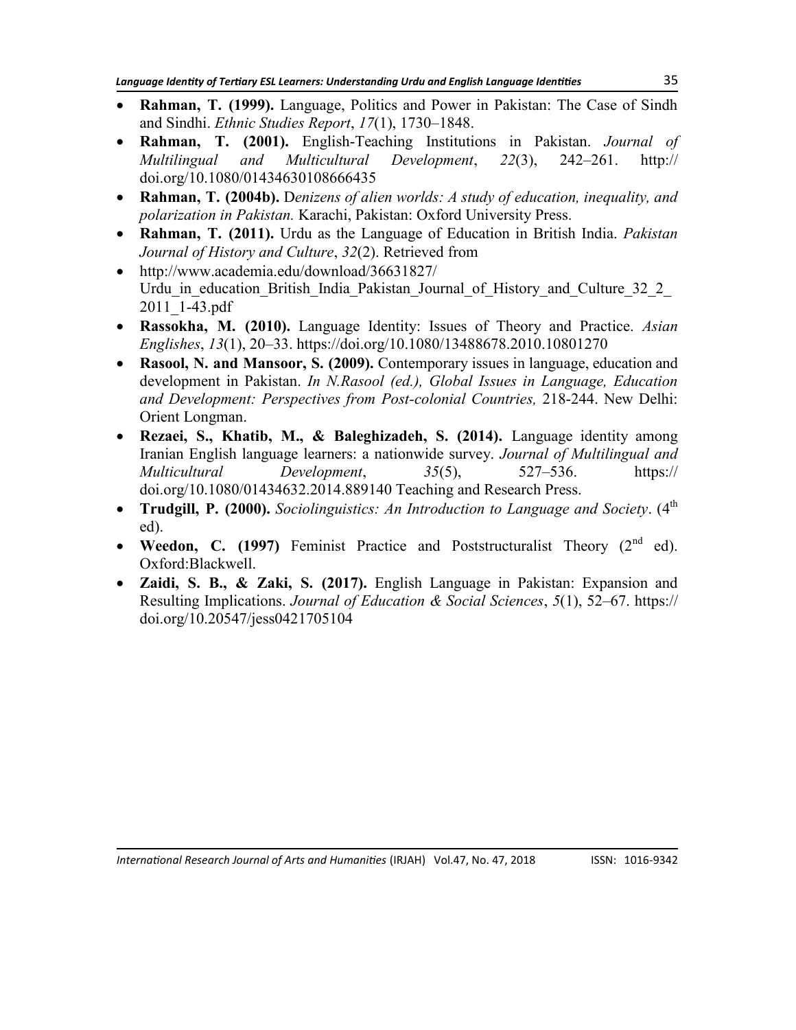- **Rahman, T. (1999).** Language, Politics and Power in Pakistan: The Case of Sindh and Sindhi. *Ethnic Studies Report*, *17*(1), 1730–1848.
- **Rahman, T. (2001).** English-Teaching Institutions in Pakistan. *Journal of Multilingual and Multicultural Development*, *22*(3), 242–261. http://doi.org/10.1080/01434630108666435
- **Rahman, T. (2004b).** D*enizens of alien worlds: A study of education, inequality, and polarization in Pakistan.* Karachi, Pakistan: Oxford University Press.
- **Rahman, T. (2011).** Urdu as the Language of Education in British India. *Pakistan Journal of History and Culture*, *32*(2). Retrieved from
- http://www.academia.edu/download/36631827/Urdu_in_education_British_India_Pakistan_Journal_of_History_and_Culture_32_2_2011_1-43.pdf
- **Rassokha, M. (2010).** Language Identity: Issues of Theory and Practice. *Asian Englishes*, *13*(1), 20–33. https://doi.org/10.1080/13488678.2010.10801270
- **Rasool, N. and Mansoor, S. (2009).** Contemporary issues in language, education and development in Pakistan. *In N.Rasool (ed.), Global Issues in Language, Education and Development: Perspectives from Post-colonial Countries,* 218-244. New Delhi: Orient Longman.
- **Rezaei, S., Khatib, M., & Baleghizadeh, S. (2014).** Language identity among Iranian English language learners: a nationwide survey. *Journal of Multilingual and Multicultural Development*, *35*(5), 527–536. https://doi.org/10.1080/01434632.2014.889140 Teaching and Research Press.
- **Trudgill, P. (2000).** *Sociolinguistics: An Introduction to Language and Society*. (4th ed).
- **Weedon, C. (1997)** Feminist Practice and Poststructuralist Theory (2nd ed). Oxford:Blackwell.
- **Zaidi, S. B., & Zaki, S. (2017).** English Language in Pakistan: Expansion and Resulting Implications. *Journal of Education & Social Sciences*, *5*(1), 52–67. https://doi.org/10.20547/jess0421705104